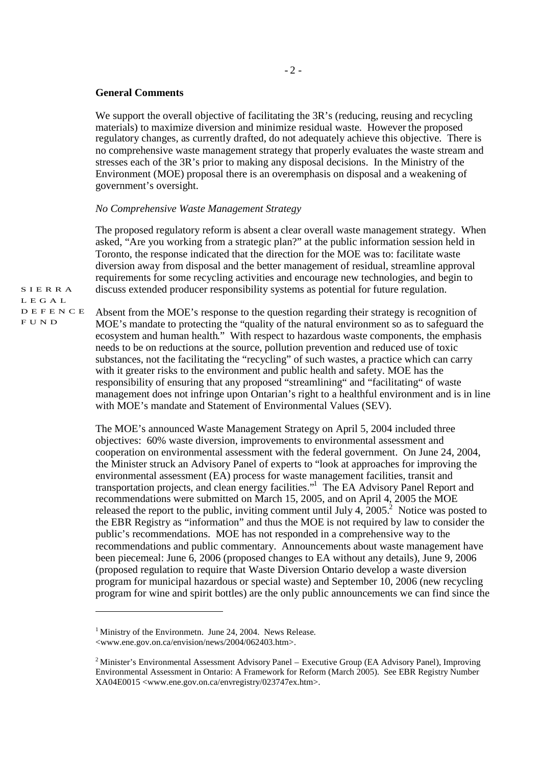**General Comments**

We support the overall objective of facilitating the 3R's (reducing, reusing and recycling materials) to maximize diversion and minimize residual waste. However the proposed regulatory changes, as currently drafted, do not adequately achieve this objective. There is no comprehensive waste management strategy that properly evaluates the waste stream and stresses each of the 3R's prior to making any disposal decisions. In the Ministry of the Environment (MOE) proposal there is an overemphasis on disposal and a weakening of government's oversight.

*No Comprehensive Waste Management Strategy*

The proposed regulatory reform is absent a clear overall waste management strategy. When asked, "Are you working from a strategic plan?" at the public information session held in Toronto, the response indicated that the direction for the MOE was to: facilitate waste diversion away from disposal and the better management of residual, streamline approval requirements for some recycling activities and encourage new technologies, and begin to discuss extended producer responsibility systems as potential for future regulation.

Absent from the MOE's response to the question regarding their strategy is recognition of MOE's mandate to protecting the "quality of the natural environment so as to safeguard the ecosystem and human health." With respect to hazardous waste components, the emphasis needs to be on reductions at the source, pollution prevention and reduced use of toxic substances, not the facilitating the "recycling" of such wastes, a practice which can carry with it greater risks to the environment and public health and safety. MOE has the responsibility of ensuring that any proposed "streamlining" and "facilitating" of waste management does not infringe upon Ontarian's right to a healthful environment and is in line with MOE's mandate and Statement of Environmental Values (SEV).

The MOE's announced Waste Management Strategy on April 5, 2004 included three objectives: 60% waste diversion, improvements to environmental assessment and cooperation on environmental assessment with the federal government. On June 24, 2004, the Minister struck an Advisory Panel of experts to "look at approaches for improving the environmental assessment (EA) process for waste management facilities, transit and transportation projects, and clean energy facilities."[1] The EA Advisory Panel Report and recommendations were submitted on March 15, 2005, and on April 4, 2005 the MOE released the report to the public, inviting comment until July 4, 2005.[2] Notice was posted to the EBR Registry as "information" and thus the MOE is not required by law to consider the public's recommendations. MOE has not responded in a comprehensive way to the recommendations and public commentary. Announcements about waste management have been piecemeal: June 6, 2006 (proposed changes to EA without any details), June 9, 2006 (proposed regulation to require that Waste Diversion Ontario develop a waste diversion program for municipal hazardous or special waste) and September 10, 2006 (new recycling program for wine and spirit bottles) are the only public announcements we can find since the

---

[1] Ministry of the Environmetn. June 24, 2004. News Release. <www.ene.gov.on.ca/envision/news/2004/062403.htm>.

[2] Minister's Environmental Assessment Advisory Panel – Executive Group (EA Advisory Panel), Improving Environmental Assessment in Ontario: A Framework for Reform (March 2005). See EBR Registry Number XA04E0015 <www.ene.gov.on.ca/envregistry/023747ex.htm>.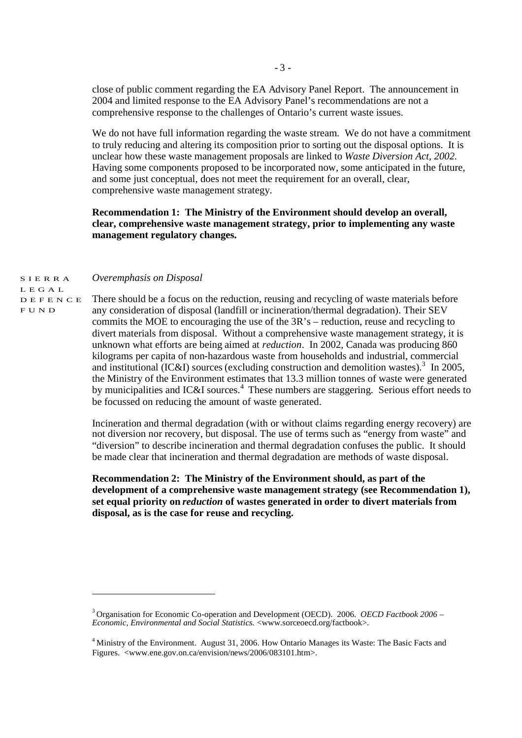close of public comment regarding the EA Advisory Panel Report. The announcement in 2004 and limited response to the EA Advisory Panel's recommendations are not a comprehensive response to the challenges of Ontario's current waste issues.

We do not have full information regarding the waste stream. We do not have a commitment to truly reducing and altering its composition prior to sorting out the disposal options. It is unclear how these waste management proposals are linked to *Waste Diversion Act, 2002.* Having some components proposed to be incorporated now, some anticipated in the future, and some just conceptual, does not meet the requirement for an overall, clear, comprehensive waste management strategy.

**Recommendation 1: The Ministry of the Environment should develop an overall, clear, comprehensive waste management strategy, prior to implementing any waste management regulatory changes.**

SIERRA LEGAL DEFENCE FUND

*Overemphasis on Disposal*

There should be a focus on the reduction, reusing and recycling of waste materials before any consideration of disposal (landfill or incineration/thermal degradation). Their SEV commits the MOE to encouraging the use of the 3R's – reduction, reuse and recycling to divert materials from disposal. Without a comprehensive waste management strategy, it is unknown what efforts are being aimed at *reduction*. In 2002, Canada was producing 860 kilograms per capita of non-hazardous waste from households and industrial, commercial and institutional (IC&I) sources (excluding construction and demolition wastes).[3] In 2005, the Ministry of the Environment estimates that 13.3 million tonnes of waste were generated by municipalities and IC&I sources.[4] These numbers are staggering. Serious effort needs to be focussed on reducing the amount of waste generated.

Incineration and thermal degradation (with or without claims regarding energy recovery) are not diversion nor recovery, but disposal. The use of terms such as "energy from waste" and "diversion" to describe incineration and thermal degradation confuses the public. It should be made clear that incineration and thermal degradation are methods of waste disposal.

**Recommendation 2: The Ministry of the Environment should, as part of the development of a comprehensive waste management strategy (see Recommendation 1), set equal priority on *reduction* of wastes generated in order to divert materials from disposal, as is the case for reuse and recycling.**

---

[3] Organisation for Economic Co-operation and Development (OECD). 2006. *OECD Factbook 2006 – Economic, Environmental and Social Statistics.* <www.sorceoecd.org/factbook>.

[4] Ministry of the Environment. August 31, 2006. How Ontario Manages its Waste: The Basic Facts and Figures. <www.ene.gov.on.ca/envision/news/2006/083101.htm>.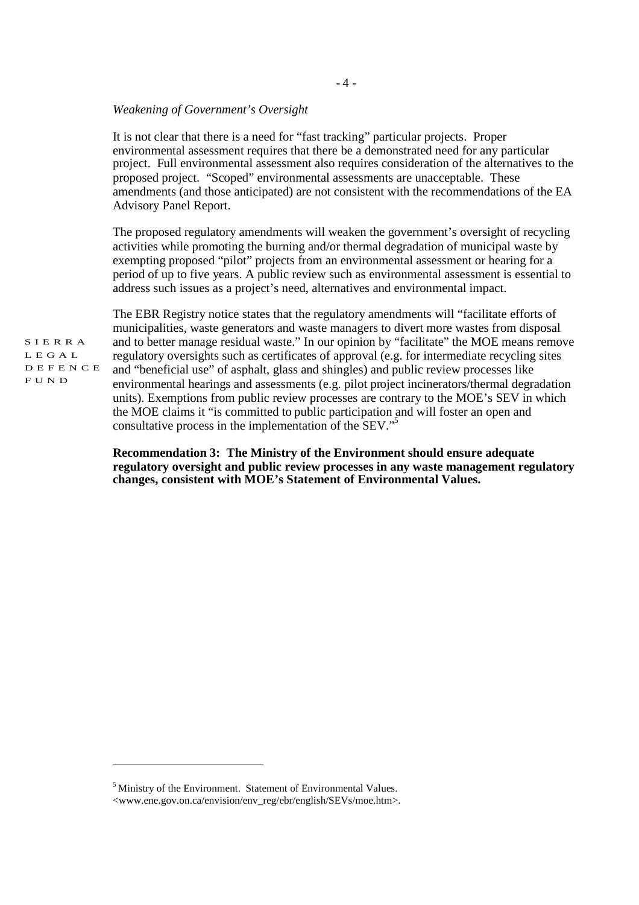*Weakening of Government's Oversight*

It is not clear that there is a need for "fast tracking" particular projects. Proper environmental assessment requires that there be a demonstrated need for any particular project. Full environmental assessment also requires consideration of the alternatives to the proposed project. "Scoped" environmental assessments are unacceptable. These amendments (and those anticipated) are not consistent with the recommendations of the EA Advisory Panel Report.

The proposed regulatory amendments will weaken the government's oversight of recycling activities while promoting the burning and/or thermal degradation of municipal waste by exempting proposed "pilot" projects from an environmental assessment or hearing for a period of up to five years. A public review such as environmental assessment is essential to address such issues as a project's need, alternatives and environmental impact.

The EBR Registry notice states that the regulatory amendments will "facilitate efforts of municipalities, waste generators and waste managers to divert more wastes from disposal and to better manage residual waste." In our opinion by "facilitate" the MOE means remove regulatory oversights such as certificates of approval (e.g. for intermediate recycling sites and "beneficial use" of asphalt, glass and shingles) and public review processes like environmental hearings and assessments (e.g. pilot project incinerators/thermal degradation units). Exemptions from public review processes are contrary to the MOE's SEV in which the MOE claims it "is committed to public participation and will foster an open and consultative process in the implementation of the SEV."[5]

**Recommendation 3: The Ministry of the Environment should ensure adequate regulatory oversight and public review processes in any waste management regulatory changes, consistent with MOE's Statement of Environmental Values.**

---

[5] Ministry of the Environment. Statement of Environmental Values. <www.ene.gov.on.ca/envision/env_reg/ebr/english/SEVs/moe.htm>.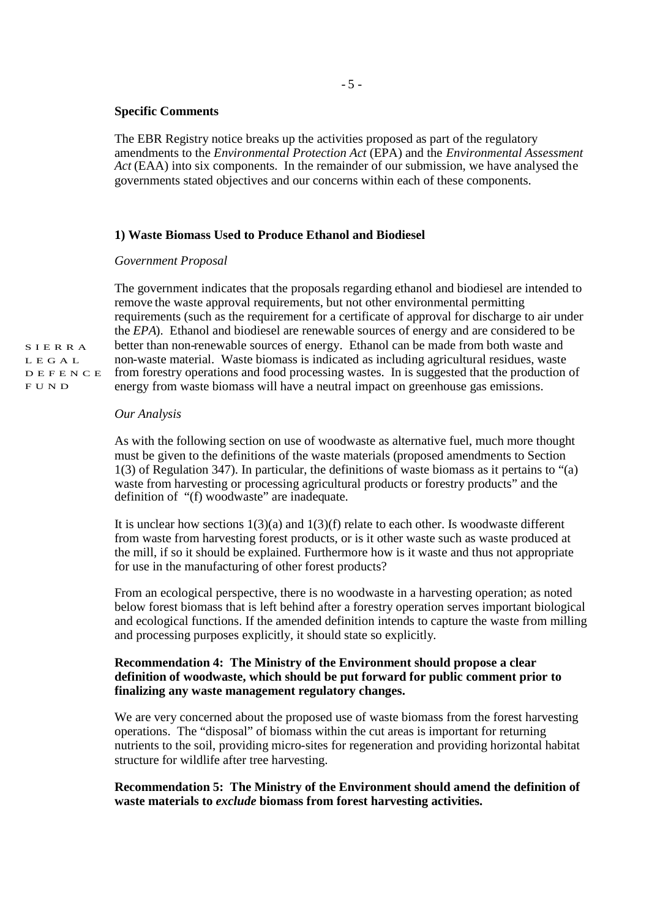**Specific Comments**

The EBR Registry notice breaks up the activities proposed as part of the regulatory amendments to the *Environmental Protection Act* (EPA) and the *Environmental Assessment Act* (EAA) into six components. In the remainder of our submission, we have analysed the governments stated objectives and our concerns within each of these components.

**1) Waste Biomass Used to Produce Ethanol and Biodiesel**

*Government Proposal*

The government indicates that the proposals regarding ethanol and biodiesel are intended to remove the waste approval requirements, but not other environmental permitting requirements (such as the requirement for a certificate of approval for discharge to air under the *EPA*). Ethanol and biodiesel are renewable sources of energy and are considered to be better than non-renewable sources of energy. Ethanol can be made from both waste and non-waste material. Waste biomass is indicated as including agricultural residues, waste from forestry operations and food processing wastes. In is suggested that the production of energy from waste biomass will have a neutral impact on greenhouse gas emissions.

*Our Analysis*

As with the following section on use of woodwaste as alternative fuel, much more thought must be given to the definitions of the waste materials (proposed amendments to Section 1(3) of Regulation 347). In particular, the definitions of waste biomass as it pertains to "(a) waste from harvesting or processing agricultural products or forestry products" and the definition of "(f) woodwaste" are inadequate.

It is unclear how sections 1(3)(a) and 1(3)(f) relate to each other. Is woodwaste different from waste from harvesting forest products, or is it other waste such as waste produced at the mill, if so it should be explained. Furthermore how is it waste and thus not appropriate for use in the manufacturing of other forest products?

From an ecological perspective, there is no woodwaste in a harvesting operation; as noted below forest biomass that is left behind after a forestry operation serves important biological and ecological functions. If the amended definition intends to capture the waste from milling and processing purposes explicitly, it should state so explicitly.

**Recommendation 4: The Ministry of the Environment should propose a clear definition of woodwaste, which should be put forward for public comment prior to finalizing any waste management regulatory changes.**

We are very concerned about the proposed use of waste biomass from the forest harvesting operations. The "disposal" of biomass within the cut areas is important for returning nutrients to the soil, providing micro-sites for regeneration and providing horizontal habitat structure for wildlife after tree harvesting.

**Recommendation 5: The Ministry of the Environment should amend the definition of waste materials to *exclude* biomass from forest harvesting activities.**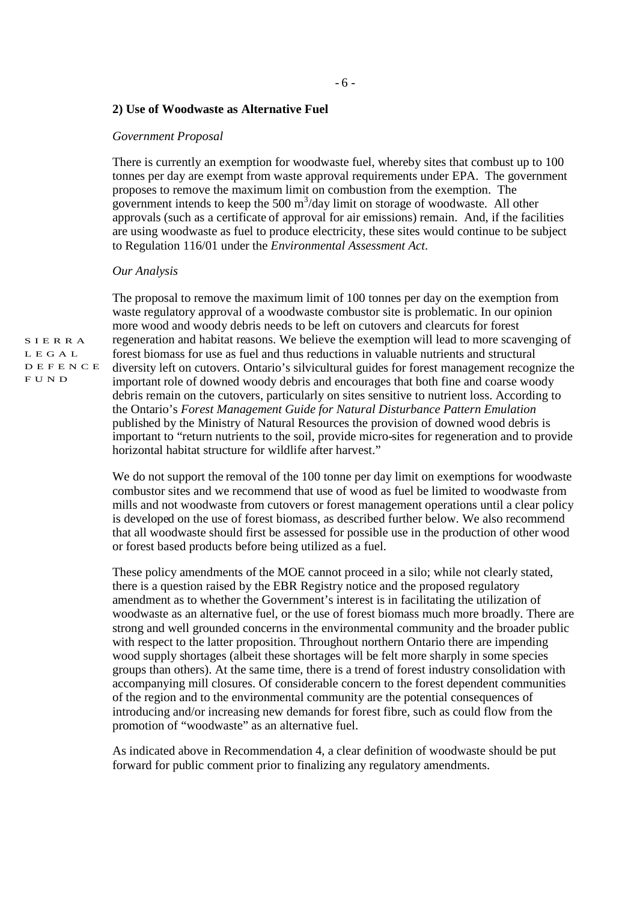## 2) Use of Woodwaste as Alternative Fuel

*Government Proposal*

There is currently an exemption for woodwaste fuel, whereby sites that combust up to 100 tonnes per day are exempt from waste approval requirements under EPA. The government proposes to remove the maximum limit on combustion from the exemption. The government intends to keep the 500 $m^3$/day limit on storage of woodwaste. All other approvals (such as a certificate of approval for air emissions) remain. And, if the facilities are using woodwaste as fuel to produce electricity, these sites would continue to be subject to Regulation 116/01 under the *Environmental Assessment Act*.

*Our Analysis*

The proposal to remove the maximum limit of 100 tonnes per day on the exemption from waste regulatory approval of a woodwaste combustor site is problematic. In our opinion more wood and woody debris needs to be left on cutovers and clearcuts for forest regeneration and habitat reasons. We believe the exemption will lead to more scavenging of forest biomass for use as fuel and thus reductions in valuable nutrients and structural diversity left on cutovers. Ontario's silvicultural guides for forest management recognize the important role of downed woody debris and encourages that both fine and coarse woody debris remain on the cutovers, particularly on sites sensitive to nutrient loss. According to the Ontario's *Forest Management Guide for Natural Disturbance Pattern Emulation* published by the Ministry of Natural Resources the provision of downed wood debris is important to "return nutrients to the soil, provide micro-sites for regeneration and to provide horizontal habitat structure for wildlife after harvest."

We do not support the removal of the 100 tonne per day limit on exemptions for woodwaste combustor sites and we recommend that use of wood as fuel be limited to woodwaste from mills and not woodwaste from cutovers or forest management operations until a clear policy is developed on the use of forest biomass, as described further below. We also recommend that all woodwaste should first be assessed for possible use in the production of other wood or forest based products before being utilized as a fuel.

These policy amendments of the MOE cannot proceed in a silo; while not clearly stated, there is a question raised by the EBR Registry notice and the proposed regulatory amendment as to whether the Government's interest is in facilitating the utilization of woodwaste as an alternative fuel, or the use of forest biomass much more broadly. There are strong and well grounded concerns in the environmental community and the broader public with respect to the latter proposition. Throughout northern Ontario there are impending wood supply shortages (albeit these shortages will be felt more sharply in some species groups than others). At the same time, there is a trend of forest industry consolidation with accompanying mill closures. Of considerable concern to the forest dependent communities of the region and to the environmental community are the potential consequences of introducing and/or increasing new demands for forest fibre, such as could flow from the promotion of "woodwaste" as an alternative fuel.

As indicated above in Recommendation 4, a clear definition of woodwaste should be put forward for public comment prior to finalizing any regulatory amendments.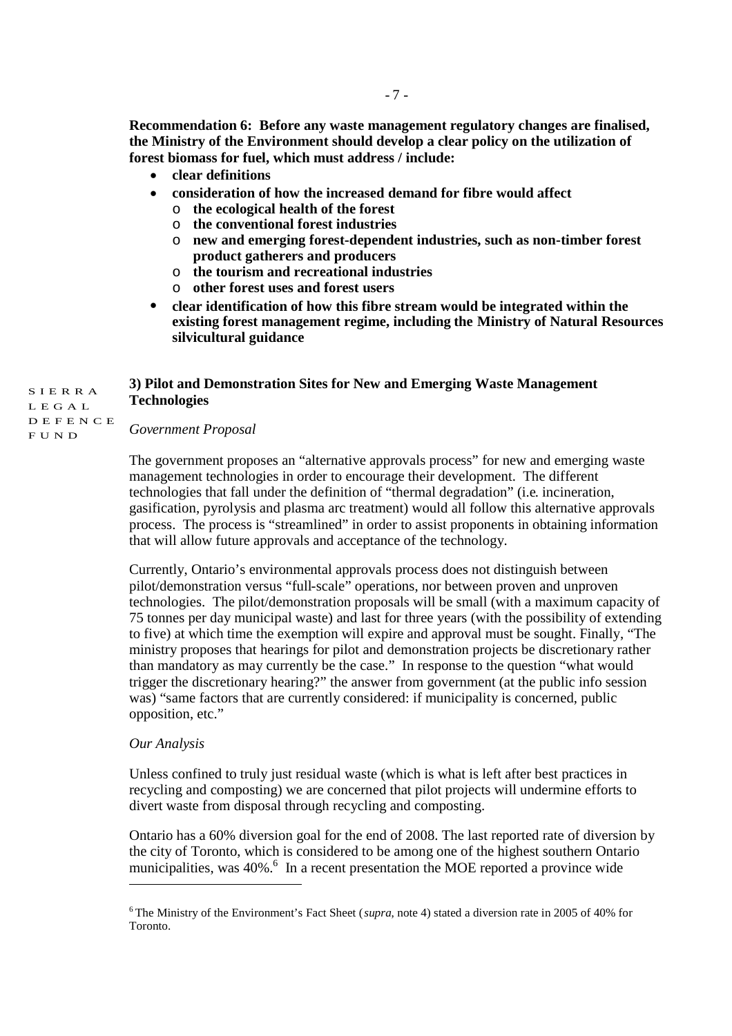**Recommendation 6: Before any waste management regulatory changes are finalised, the Ministry of the Environment should develop a clear policy on the utilization of forest biomass for fuel, which must address / include:**

- **clear definitions**
- **consideration of how the increased demand for fibre would affect**
  - **the ecological health of the forest**
  - **the conventional forest industries**
  - **new and emerging forest-dependent industries, such as non-timber forest product gatherers and producers**
  - **the tourism and recreational industries**
  - **other forest uses and forest users**
- **clear identification of how this fibre stream would be integrated within the existing forest management regime, including the Ministry of Natural Resources silvicultural guidance**

### 3) Pilot and Demonstration Sites for New and Emerging Waste Management Technologies

*Government Proposal*

The government proposes an "alternative approvals process" for new and emerging waste management technologies in order to encourage their development. The different technologies that fall under the definition of "thermal degradation" (i.e. incineration, gasification, pyrolysis and plasma arc treatment) would all follow this alternative approvals process. The process is "streamlined" in order to assist proponents in obtaining information that will allow future approvals and acceptance of the technology.

Currently, Ontario's environmental approvals process does not distinguish between pilot/demonstration versus "full-scale" operations, nor between proven and unproven technologies. The pilot/demonstration proposals will be small (with a maximum capacity of 75 tonnes per day municipal waste) and last for three years (with the possibility of extending to five) at which time the exemption will expire and approval must be sought. Finally, "The ministry proposes that hearings for pilot and demonstration projects be discretionary rather than mandatory as may currently be the case." In response to the question "what would trigger the discretionary hearing?" the answer from government (at the public info session was) "same factors that are currently considered: if municipality is concerned, public opposition, etc."

*Our Analysis*

Unless confined to truly just residual waste (which is what is left after best practices in recycling and composting) we are concerned that pilot projects will undermine efforts to divert waste from disposal through recycling and composting.

Ontario has a 60% diversion goal for the end of 2008. The last reported rate of diversion by the city of Toronto, which is considered to be among one of the highest southern Ontario municipalities, was 40%.[6] In a recent presentation the MOE reported a province wide

[6] The Ministry of the Environment's Fact Sheet (*supra*, note 4) stated a diversion rate in 2005 of 40% for Toronto.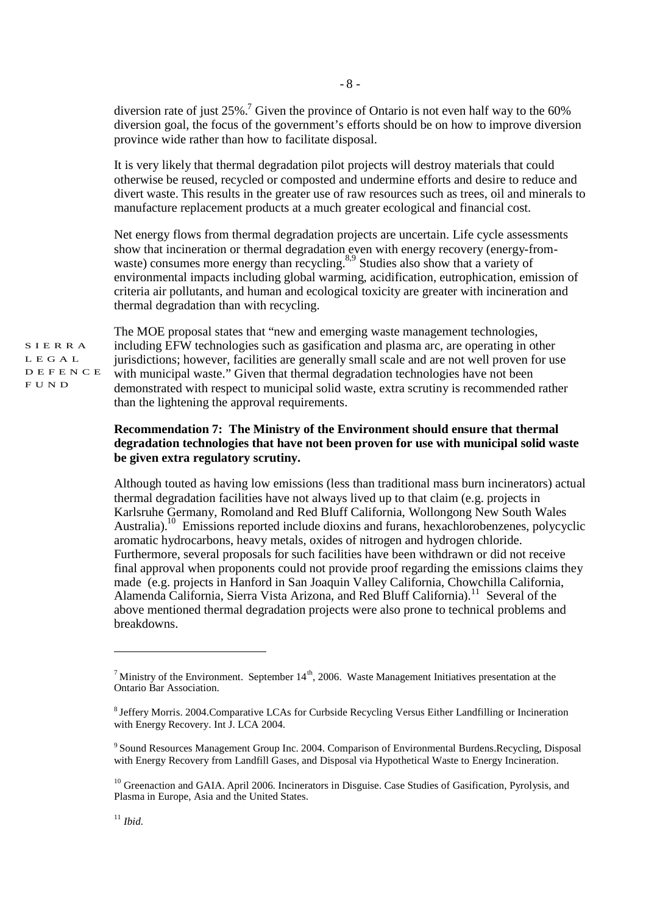diversion rate of just 25%.[7] Given the province of Ontario is not even half way to the 60% diversion goal, the focus of the government's efforts should be on how to improve diversion province wide rather than how to facilitate disposal.

It is very likely that thermal degradation pilot projects will destroy materials that could otherwise be reused, recycled or composted and undermine efforts and desire to reduce and divert waste. This results in the greater use of raw resources such as trees, oil and minerals to manufacture replacement products at a much greater ecological and financial cost.

Net energy flows from thermal degradation projects are uncertain. Life cycle assessments show that incineration or thermal degradation even with energy recovery (energy-from-waste) consumes more energy than recycling.[8,9] Studies also show that a variety of environmental impacts including global warming, acidification, eutrophication, emission of criteria air pollutants, and human and ecological toxicity are greater with incineration and thermal degradation than with recycling.

The MOE proposal states that "new and emerging waste management technologies, including EFW technologies such as gasification and plasma arc, are operating in other jurisdictions; however, facilities are generally small scale and are not well proven for use with municipal waste." Given that thermal degradation technologies have not been demonstrated with respect to municipal solid waste, extra scrutiny is recommended rather than the lightening the approval requirements.

**Recommendation 7: The Ministry of the Environment should ensure that thermal degradation technologies that have not been proven for use with municipal solid waste be given extra regulatory scrutiny.**

Although touted as having low emissions (less than traditional mass burn incinerators) actual thermal degradation facilities have not always lived up to that claim (e.g. projects in Karlsruhe Germany, Romoland and Red Bluff California, Wollongong New South Wales Australia).[10] Emissions reported include dioxins and furans, hexachlorobenzenes, polycyclic aromatic hydrocarbons, heavy metals, oxides of nitrogen and hydrogen chloride. Furthermore, several proposals for such facilities have been withdrawn or did not receive final approval when proponents could not provide proof regarding the emissions claims they made (e.g. projects in Hanford in San Joaquin Valley California, Chowchilla California, Alamenda California, Sierra Vista Arizona, and Red Bluff California).[11] Several of the above mentioned thermal degradation projects were also prone to technical problems and breakdowns.

---

[7] Ministry of the Environment. September 14th, 2006. Waste Management Initiatives presentation at the Ontario Bar Association.

[8] Jeffery Morris. 2004.Comparative LCAs for Curbside Recycling Versus Either Landfilling or Incineration with Energy Recovery. Int J. LCA 2004.

[9] Sound Resources Management Group Inc. 2004. Comparison of Environmental Burdens.Recycling, Disposal with Energy Recovery from Landfill Gases, and Disposal via Hypothetical Waste to Energy Incineration.

[10] Greenaction and GAIA. April 2006. Incinerators in Disguise. Case Studies of Gasification, Pyrolysis, and Plasma in Europe, Asia and the United States.

[11] *Ibid.*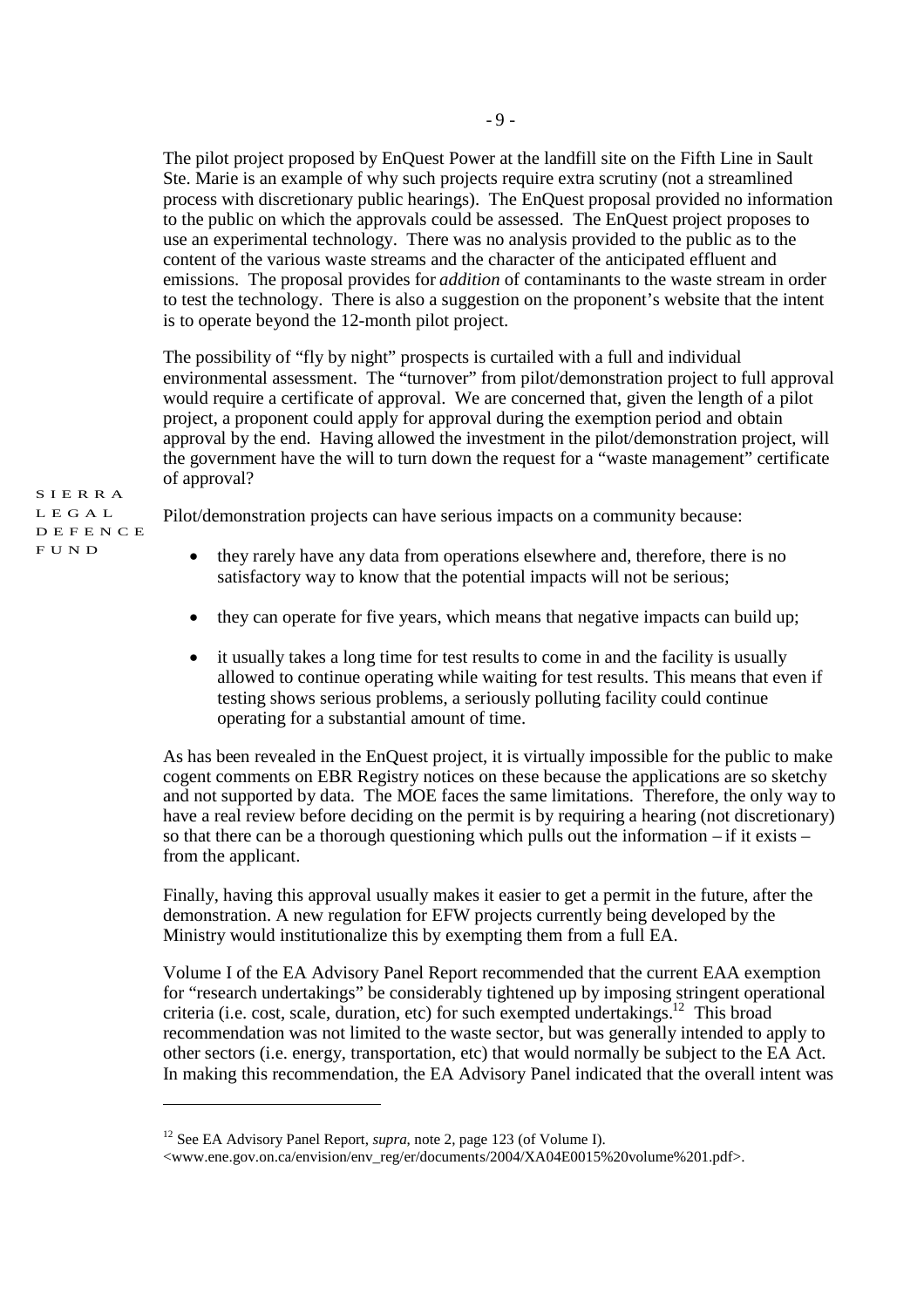The pilot project proposed by EnQuest Power at the landfill site on the Fifth Line in Sault Ste. Marie is an example of why such projects require extra scrutiny (not a streamlined process with discretionary public hearings). The EnQuest proposal provided no information to the public on which the approvals could be assessed. The EnQuest project proposes to use an experimental technology. There was no analysis provided to the public as to the content of the various waste streams and the character of the anticipated effluent and emissions. The proposal provides for *addition* of contaminants to the waste stream in order to test the technology. There is also a suggestion on the proponent's website that the intent is to operate beyond the 12-month pilot project.

The possibility of "fly by night" prospects is curtailed with a full and individual environmental assessment. The "turnover" from pilot/demonstration project to full approval would require a certificate of approval. We are concerned that, given the length of a pilot project, a proponent could apply for approval during the exemption period and obtain approval by the end. Having allowed the investment in the pilot/demonstration project, will the government have the will to turn down the request for a "waste management" certificate of approval?

Pilot/demonstration projects can have serious impacts on a community because:

- they rarely have any data from operations elsewhere and, therefore, there is no satisfactory way to know that the potential impacts will not be serious;
- they can operate for five years, which means that negative impacts can build up;
- it usually takes a long time for test results to come in and the facility is usually allowed to continue operating while waiting for test results. This means that even if testing shows serious problems, a seriously polluting facility could continue operating for a substantial amount of time.

As has been revealed in the EnQuest project, it is virtually impossible for the public to make cogent comments on EBR Registry notices on these because the applications are so sketchy and not supported by data. The MOE faces the same limitations. Therefore, the only way to have a real review before deciding on the permit is by requiring a hearing (not discretionary) so that there can be a thorough questioning which pulls out the information – if it exists – from the applicant.

Finally, having this approval usually makes it easier to get a permit in the future, after the demonstration. A new regulation for EFW projects currently being developed by the Ministry would institutionalize this by exempting them from a full EA.

Volume I of the EA Advisory Panel Report recommended that the current EAA exemption for "research undertakings" be considerably tightened up by imposing stringent operational criteria (i.e. cost, scale, duration, etc) for such exempted undertakings.[12] This broad recommendation was not limited to the waste sector, but was generally intended to apply to other sectors (i.e. energy, transportation, etc) that would normally be subject to the EA Act. In making this recommendation, the EA Advisory Panel indicated that the overall intent was

---

[12] See EA Advisory Panel Report, *supra*, note 2, page 123 (of Volume I). <www.ene.gov.on.ca/envision/env_reg/er/documents/2004/XA04E0015%20volume%201.pdf>.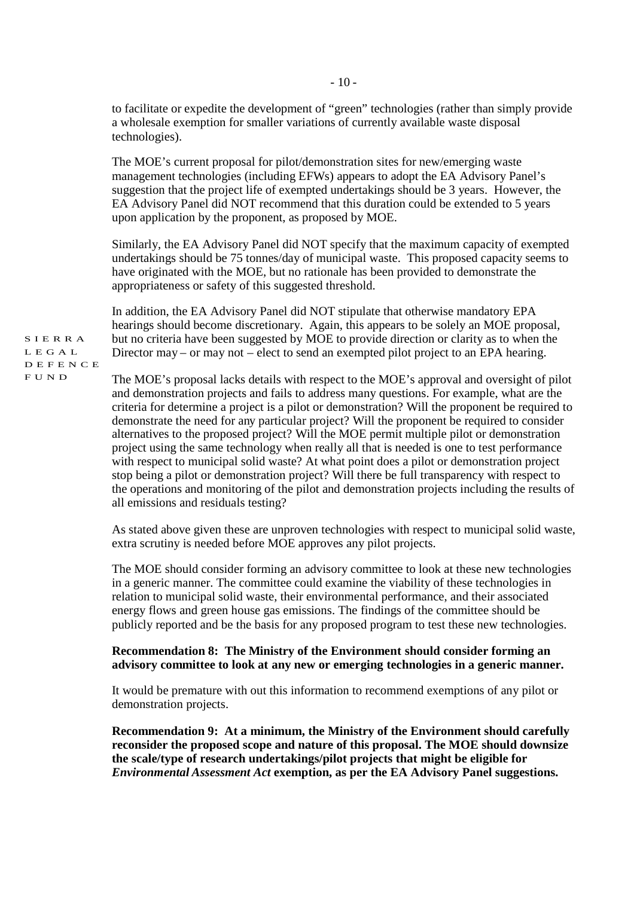to facilitate or expedite the development of "green" technologies (rather than simply provide a wholesale exemption for smaller variations of currently available waste disposal technologies).

The MOE's current proposal for pilot/demonstration sites for new/emerging waste management technologies (including EFWs) appears to adopt the EA Advisory Panel's suggestion that the project life of exempted undertakings should be 3 years. However, the EA Advisory Panel did NOT recommend that this duration could be extended to 5 years upon application by the proponent, as proposed by MOE.

Similarly, the EA Advisory Panel did NOT specify that the maximum capacity of exempted undertakings should be 75 tonnes/day of municipal waste. This proposed capacity seems to have originated with the MOE, but no rationale has been provided to demonstrate the appropriateness or safety of this suggested threshold.

In addition, the EA Advisory Panel did NOT stipulate that otherwise mandatory EPA hearings should become discretionary. Again, this appears to be solely an MOE proposal, but no criteria have been suggested by MOE to provide direction or clarity as to when the Director may – or may not – elect to send an exempted pilot project to an EPA hearing.

The MOE's proposal lacks details with respect to the MOE's approval and oversight of pilot and demonstration projects and fails to address many questions. For example, what are the criteria for determine a project is a pilot or demonstration? Will the proponent be required to demonstrate the need for any particular project? Will the proponent be required to consider alternatives to the proposed project? Will the MOE permit multiple pilot or demonstration project using the same technology when really all that is needed is one to test performance with respect to municipal solid waste? At what point does a pilot or demonstration project stop being a pilot or demonstration project? Will there be full transparency with respect to the operations and monitoring of the pilot and demonstration projects including the results of all emissions and residuals testing?

As stated above given these are unproven technologies with respect to municipal solid waste, extra scrutiny is needed before MOE approves any pilot projects.

The MOE should consider forming an advisory committee to look at these new technologies in a generic manner. The committee could examine the viability of these technologies in relation to municipal solid waste, their environmental performance, and their associated energy flows and green house gas emissions. The findings of the committee should be publicly reported and be the basis for any proposed program to test these new technologies.

**Recommendation 8: The Ministry of the Environment should consider forming an advisory committee to look at any new or emerging technologies in a generic manner.**

It would be premature with out this information to recommend exemptions of any pilot or demonstration projects.

**Recommendation 9: At a minimum, the Ministry of the Environment should carefully reconsider the proposed scope and nature of this proposal. The MOE should downsize the scale/type of research undertakings/pilot projects that might be eligible for *Environmental Assessment Act* exemption, as per the EA Advisory Panel suggestions.**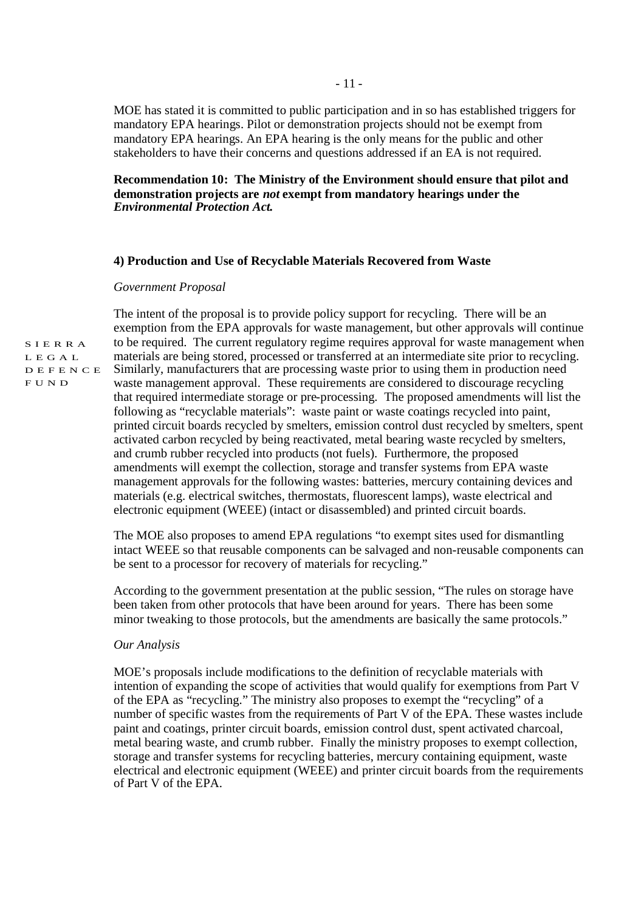MOE has stated it is committed to public participation and in so has established triggers for mandatory EPA hearings. Pilot or demonstration projects should not be exempt from mandatory EPA hearings. An EPA hearing is the only means for the public and other stakeholders to have their concerns and questions addressed if an EA is not required.

**Recommendation 10: The Ministry of the Environment should ensure that pilot and demonstration projects are *not* exempt from mandatory hearings under the *Environmental Protection Act.***

### 4) Production and Use of Recyclable Materials Recovered from Waste

*Government Proposal*

The intent of the proposal is to provide policy support for recycling. There will be an exemption from the EPA approvals for waste management, but other approvals will continue to be required. The current regulatory regime requires approval for waste management when materials are being stored, processed or transferred at an intermediate site prior to recycling. Similarly, manufacturers that are processing waste prior to using them in production need waste management approval. These requirements are considered to discourage recycling that required intermediate storage or pre-processing. The proposed amendments will list the following as "recyclable materials": waste paint or waste coatings recycled into paint, printed circuit boards recycled by smelters, emission control dust recycled by smelters, spent activated carbon recycled by being reactivated, metal bearing waste recycled by smelters, and crumb rubber recycled into products (not fuels). Furthermore, the proposed amendments will exempt the collection, storage and transfer systems from EPA waste management approvals for the following wastes: batteries, mercury containing devices and materials (e.g. electrical switches, thermostats, fluorescent lamps), waste electrical and electronic equipment (WEEE) (intact or disassembled) and printed circuit boards.

The MOE also proposes to amend EPA regulations "to exempt sites used for dismantling intact WEEE so that reusable components can be salvaged and non-reusable components can be sent to a processor for recovery of materials for recycling."

According to the government presentation at the public session, "The rules on storage have been taken from other protocols that have been around for years. There has been some minor tweaking to those protocols, but the amendments are basically the same protocols."

*Our Analysis*

MOE's proposals include modifications to the definition of recyclable materials with intention of expanding the scope of activities that would qualify for exemptions from Part V of the EPA as "recycling." The ministry also proposes to exempt the "recycling" of a number of specific wastes from the requirements of Part V of the EPA. These wastes include paint and coatings, printer circuit boards, emission control dust, spent activated charcoal, metal bearing waste, and crumb rubber. Finally the ministry proposes to exempt collection, storage and transfer systems for recycling batteries, mercury containing equipment, waste electrical and electronic equipment (WEEE) and printer circuit boards from the requirements of Part V of the EPA.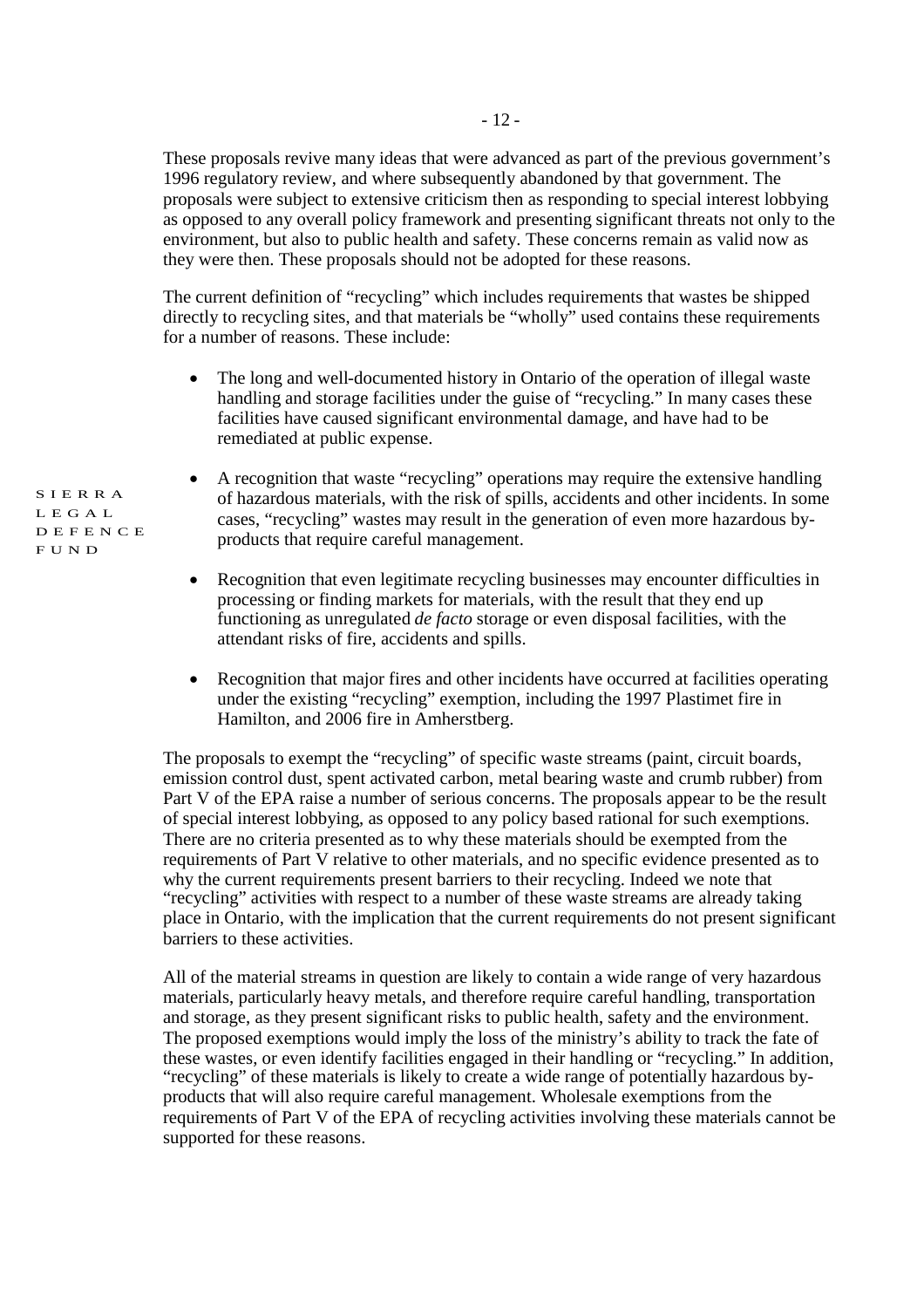These proposals revive many ideas that were advanced as part of the previous government's 1996 regulatory review, and where subsequently abandoned by that government. The proposals were subject to extensive criticism then as responding to special interest lobbying as opposed to any overall policy framework and presenting significant threats not only to the environment, but also to public health and safety. These concerns remain as valid now as they were then. These proposals should not be adopted for these reasons.

The current definition of "recycling" which includes requirements that wastes be shipped directly to recycling sites, and that materials be "wholly" used contains these requirements for a number of reasons. These include:

- The long and well-documented history in Ontario of the operation of illegal waste handling and storage facilities under the guise of "recycling." In many cases these facilities have caused significant environmental damage, and have had to be remediated at public expense.
- A recognition that waste "recycling" operations may require the extensive handling of hazardous materials, with the risk of spills, accidents and other incidents. In some cases, "recycling" wastes may result in the generation of even more hazardous by-products that require careful management.
- Recognition that even legitimate recycling businesses may encounter difficulties in processing or finding markets for materials, with the result that they end up functioning as unregulated *de facto* storage or even disposal facilities, with the attendant risks of fire, accidents and spills.
- Recognition that major fires and other incidents have occurred at facilities operating under the existing "recycling" exemption, including the 1997 Plastimet fire in Hamilton, and 2006 fire in Amherstberg.

The proposals to exempt the "recycling" of specific waste streams (paint, circuit boards, emission control dust, spent activated carbon, metal bearing waste and crumb rubber) from Part V of the EPA raise a number of serious concerns. The proposals appear to be the result of special interest lobbying, as opposed to any policy based rational for such exemptions. There are no criteria presented as to why these materials should be exempted from the requirements of Part V relative to other materials, and no specific evidence presented as to why the current requirements present barriers to their recycling. Indeed we note that "recycling" activities with respect to a number of these waste streams are already taking place in Ontario, with the implication that the current requirements do not present significant barriers to these activities.

All of the material streams in question are likely to contain a wide range of very hazardous materials, particularly heavy metals, and therefore require careful handling, transportation and storage, as they present significant risks to public health, safety and the environment. The proposed exemptions would imply the loss of the ministry's ability to track the fate of these wastes, or even identify facilities engaged in their handling or "recycling." In addition, "recycling" of these materials is likely to create a wide range of potentially hazardous by-products that will also require careful management. Wholesale exemptions from the requirements of Part V of the EPA of recycling activities involving these materials cannot be supported for these reasons.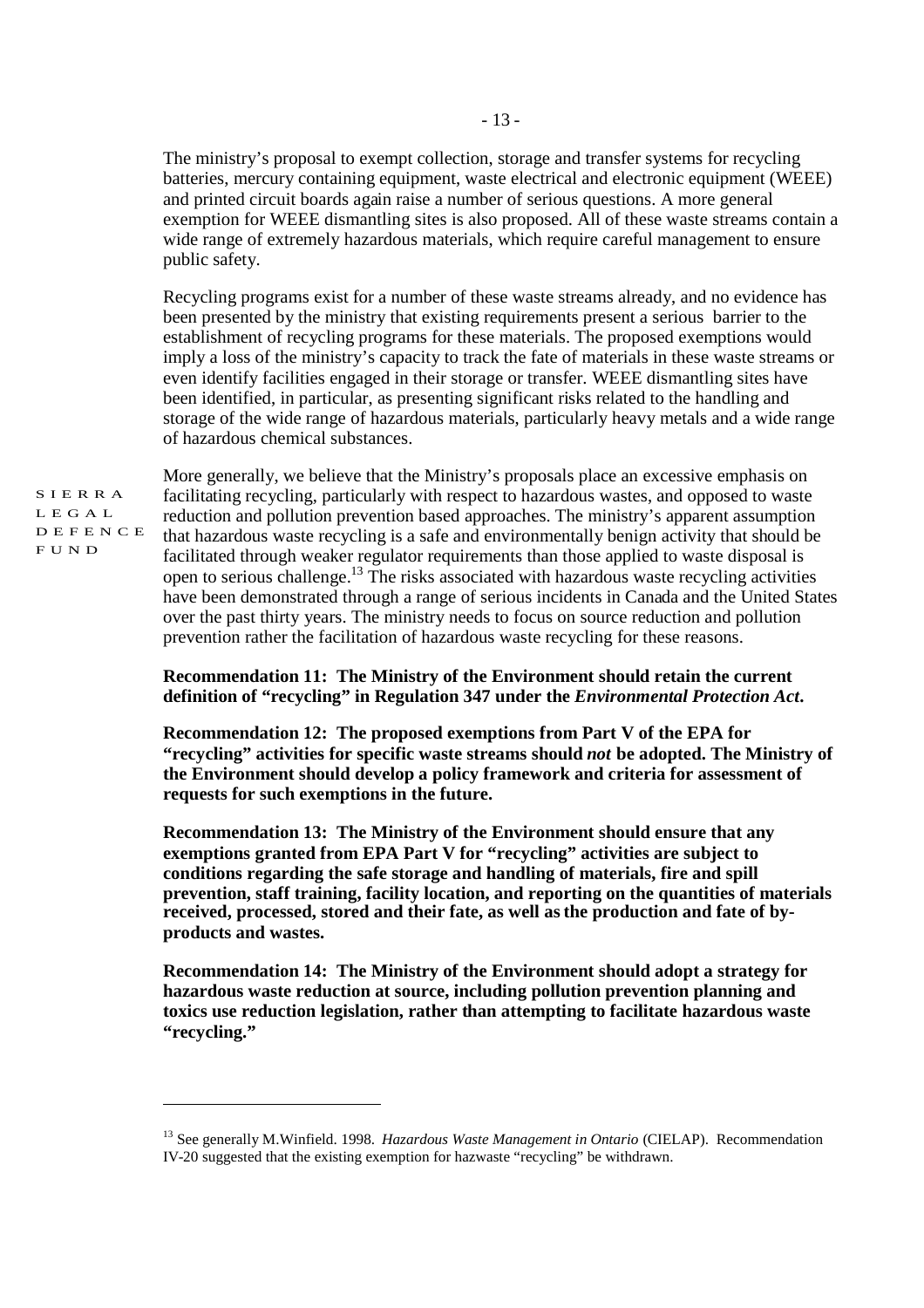The ministry's proposal to exempt collection, storage and transfer systems for recycling batteries, mercury containing equipment, waste electrical and electronic equipment (WEEE) and printed circuit boards again raise a number of serious questions. A more general exemption for WEEE dismantling sites is also proposed. All of these waste streams contain a wide range of extremely hazardous materials, which require careful management to ensure public safety.

Recycling programs exist for a number of these waste streams already, and no evidence has been presented by the ministry that existing requirements present a serious barrier to the establishment of recycling programs for these materials. The proposed exemptions would imply a loss of the ministry's capacity to track the fate of materials in these waste streams or even identify facilities engaged in their storage or transfer. WEEE dismantling sites have been identified, in particular, as presenting significant risks related to the handling and storage of the wide range of hazardous materials, particularly heavy metals and a wide range of hazardous chemical substances.

More generally, we believe that the Ministry's proposals place an excessive emphasis on facilitating recycling, particularly with respect to hazardous wastes, and opposed to waste reduction and pollution prevention based approaches. The ministry's apparent assumption that hazardous waste recycling is a safe and environmentally benign activity that should be facilitated through weaker regulator requirements than those applied to waste disposal is open to serious challenge.[13] The risks associated with hazardous waste recycling activities have been demonstrated through a range of serious incidents in Canada and the United States over the past thirty years. The ministry needs to focus on source reduction and pollution prevention rather the facilitation of hazardous waste recycling for these reasons.

**Recommendation 11: The Ministry of the Environment should retain the current definition of "recycling" in Regulation 347 under the *Environmental Protection Act*.**

**Recommendation 12: The proposed exemptions from Part V of the EPA for "recycling" activities for specific waste streams should *not* be adopted. The Ministry of the Environment should develop a policy framework and criteria for assessment of requests for such exemptions in the future.**

**Recommendation 13: The Ministry of the Environment should ensure that any exemptions granted from EPA Part V for "recycling" activities are subject to conditions regarding the safe storage and handling of materials, fire and spill prevention, staff training, facility location, and reporting on the quantities of materials received, processed, stored and their fate, as well as the production and fate of by-products and wastes.**

**Recommendation 14: The Ministry of the Environment should adopt a strategy for hazardous waste reduction at source, including pollution prevention planning and toxics use reduction legislation, rather than attempting to facilitate hazardous waste "recycling."**

---

[13] See generally M.Winfield. 1998. *Hazardous Waste Management in Ontario* (CIELAP). Recommendation IV-20 suggested that the existing exemption for hazwaste "recycling" be withdrawn.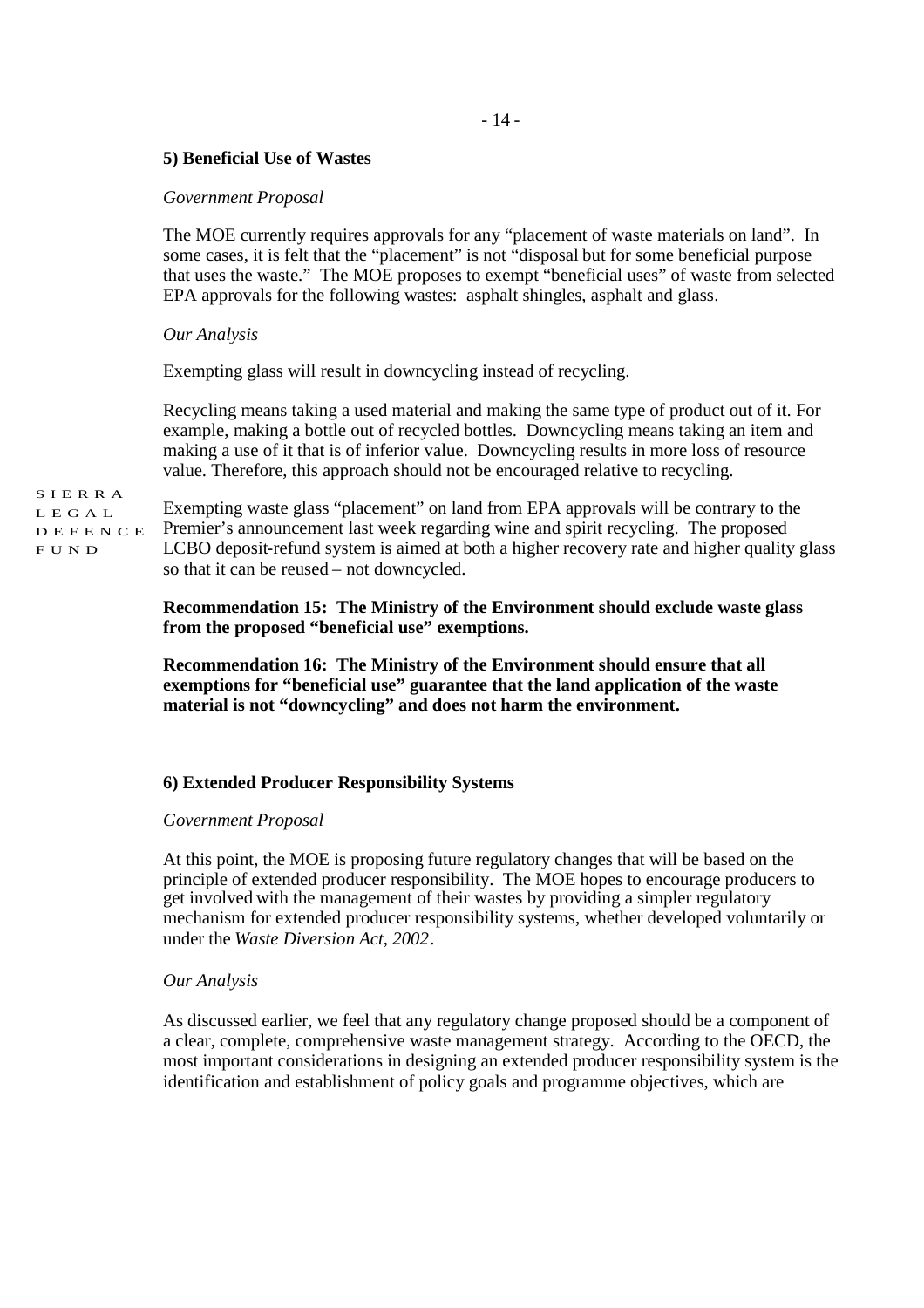**5) Beneficial Use of Wastes**

*Government Proposal*

The MOE currently requires approvals for any "placement of waste materials on land". In some cases, it is felt that the "placement" is not "disposal but for some beneficial purpose that uses the waste." The MOE proposes to exempt "beneficial uses" of waste from selected EPA approvals for the following wastes: asphalt shingles, asphalt and glass.

*Our Analysis*

Exempting glass will result in downcycling instead of recycling.

Recycling means taking a used material and making the same type of product out of it. For example, making a bottle out of recycled bottles. Downcycling means taking an item and making a use of it that is of inferior value. Downcycling results in more loss of resource value. Therefore, this approach should not be encouraged relative to recycling.

Exempting waste glass "placement" on land from EPA approvals will be contrary to the Premier's announcement last week regarding wine and spirit recycling. The proposed LCBO deposit-refund system is aimed at both a higher recovery rate and higher quality glass so that it can be reused – not downcycled.

**Recommendation 15: The Ministry of the Environment should exclude waste glass from the proposed "beneficial use" exemptions.**

**Recommendation 16: The Ministry of the Environment should ensure that all exemptions for "beneficial use" guarantee that the land application of the waste material is not "downcycling" and does not harm the environment.**

**6) Extended Producer Responsibility Systems**

*Government Proposal*

At this point, the MOE is proposing future regulatory changes that will be based on the principle of extended producer responsibility. The MOE hopes to encourage producers to get involved with the management of their wastes by providing a simpler regulatory mechanism for extended producer responsibility systems, whether developed voluntarily or under the *Waste Diversion Act, 2002*.

*Our Analysis*

As discussed earlier, we feel that any regulatory change proposed should be a component of a clear, complete, comprehensive waste management strategy. According to the OECD, the most important considerations in designing an extended producer responsibility system is the identification and establishment of policy goals and programme objectives, which are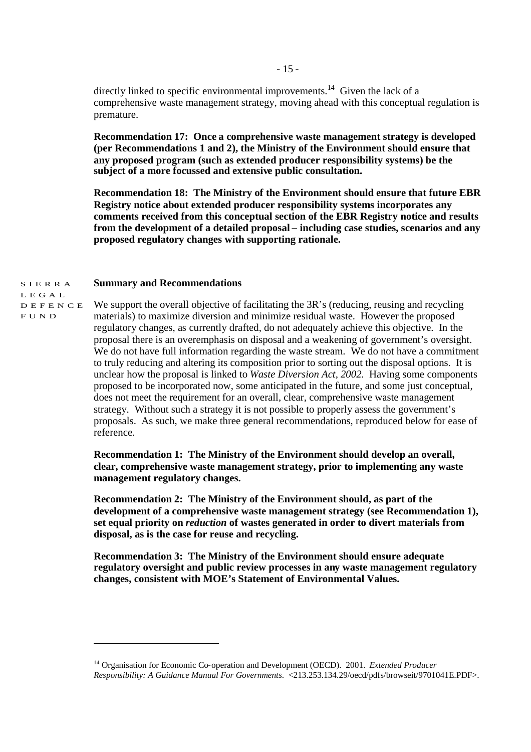directly linked to specific environmental improvements.[14] Given the lack of a comprehensive waste management strategy, moving ahead with this conceptual regulation is premature.

**Recommendation 17: Once a comprehensive waste management strategy is developed (per Recommendations 1 and 2), the Ministry of the Environment should ensure that any proposed program (such as extended producer responsibility systems) be the subject of a more focussed and extensive public consultation.**

**Recommendation 18: The Ministry of the Environment should ensure that future EBR Registry notice about extended producer responsibility systems incorporates any comments received from this conceptual section of the EBR Registry notice and results from the development of a detailed proposal – including case studies, scenarios and any proposed regulatory changes with supporting rationale.**

SIERRA LEGAL DEFENCE FUND

**Summary and Recommendations**

We support the overall objective of facilitating the 3R's (reducing, reusing and recycling materials) to maximize diversion and minimize residual waste. However the proposed regulatory changes, as currently drafted, do not adequately achieve this objective. In the proposal there is an overemphasis on disposal and a weakening of government's oversight. We do not have full information regarding the waste stream. We do not have a commitment to truly reducing and altering its composition prior to sorting out the disposal options. It is unclear how the proposal is linked to *Waste Diversion Act, 2002.* Having some components proposed to be incorporated now, some anticipated in the future, and some just conceptual, does not meet the requirement for an overall, clear, comprehensive waste management strategy. Without such a strategy it is not possible to properly assess the government's proposals. As such, we make three general recommendations, reproduced below for ease of reference.

**Recommendation 1: The Ministry of the Environment should develop an overall, clear, comprehensive waste management strategy, prior to implementing any waste management regulatory changes.**

**Recommendation 2: The Ministry of the Environment should, as part of the development of a comprehensive waste management strategy (see Recommendation 1), set equal priority on *reduction* of wastes generated in order to divert materials from disposal, as is the case for reuse and recycling.**

**Recommendation 3: The Ministry of the Environment should ensure adequate regulatory oversight and public review processes in any waste management regulatory changes, consistent with MOE's Statement of Environmental Values.**

[14] Organisation for Economic Co-operation and Development (OECD). 2001. *Extended Producer Responsibility: A Guidance Manual For Governments.* <213.253.134.29/oecd/pdfs/browseit/9701041E.PDF>.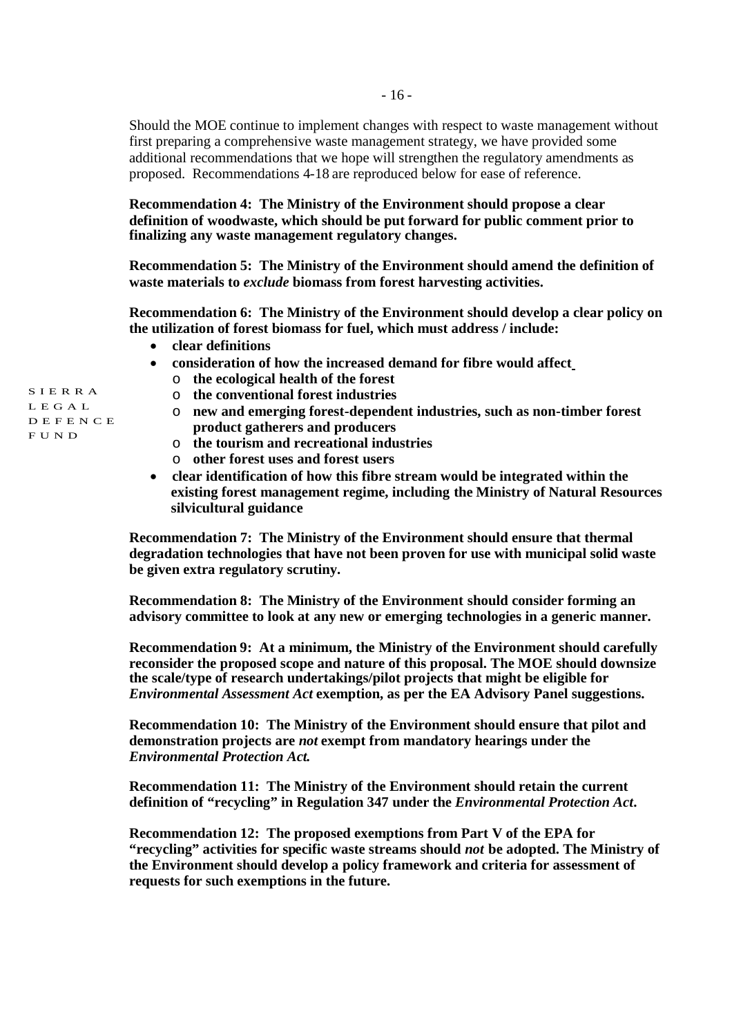Should the MOE continue to implement changes with respect to waste management without first preparing a comprehensive waste management strategy, we have provided some additional recommendations that we hope will strengthen the regulatory amendments as proposed. Recommendations 4-18 are reproduced below for ease of reference.

**Recommendation 4: The Ministry of the Environment should propose a clear definition of woodwaste, which should be put forward for public comment prior to finalizing any waste management regulatory changes.**

**Recommendation 5: The Ministry of the Environment should amend the definition of waste materials to *exclude* biomass from forest harvesting activities.**

**Recommendation 6: The Ministry of the Environment should develop a clear policy on the utilization of forest biomass for fuel, which must address / include:**

- **clear definitions**
- **consideration of how the increased demand for fibre would affect**
  - **the ecological health of the forest**
  - **the conventional forest industries**
  - **new and emerging forest-dependent industries, such as non-timber forest product gatherers and producers**
  - **the tourism and recreational industries**
  - **other forest uses and forest users**
- **clear identification of how this fibre stream would be integrated within the existing forest management regime, including the Ministry of Natural Resources silvicultural guidance**

**Recommendation 7: The Ministry of the Environment should ensure that thermal degradation technologies that have not been proven for use with municipal solid waste be given extra regulatory scrutiny.**

**Recommendation 8: The Ministry of the Environment should consider forming an advisory committee to look at any new or emerging technologies in a generic manner.**

**Recommendation 9: At a minimum, the Ministry of the Environment should carefully reconsider the proposed scope and nature of this proposal. The MOE should downsize the scale/type of research undertakings/pilot projects that might be eligible for *Environmental Assessment Act* exemption, as per the EA Advisory Panel suggestions.**

**Recommendation 10: The Ministry of the Environment should ensure that pilot and demonstration projects are *not* exempt from mandatory hearings under the *Environmental Protection Act.***

**Recommendation 11: The Ministry of the Environment should retain the current definition of "recycling" in Regulation 347 under the *Environmental Protection Act*.**

**Recommendation 12: The proposed exemptions from Part V of the EPA for "recycling" activities for specific waste streams should *not* be adopted. The Ministry of the Environment should develop a policy framework and criteria for assessment of requests for such exemptions in the future.**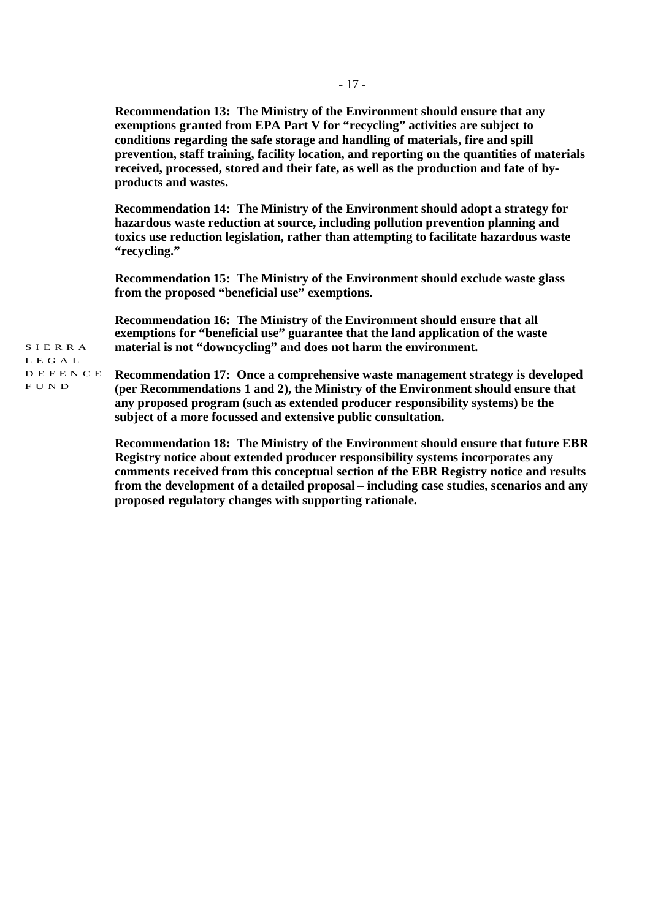**Recommendation 13: The Ministry of the Environment should ensure that any exemptions granted from EPA Part V for "recycling" activities are subject to conditions regarding the safe storage and handling of materials, fire and spill prevention, staff training, facility location, and reporting on the quantities of materials received, processed, stored and their fate, as well as the production and fate of by-products and wastes.**

**Recommendation 14: The Ministry of the Environment should adopt a strategy for hazardous waste reduction at source, including pollution prevention planning and toxics use reduction legislation, rather than attempting to facilitate hazardous waste "recycling."**

**Recommendation 15: The Ministry of the Environment should exclude waste glass from the proposed "beneficial use" exemptions.**

**Recommendation 16: The Ministry of the Environment should ensure that all exemptions for "beneficial use" guarantee that the land application of the waste material is not "downcycling" and does not harm the environment.**

**Recommendation 17: Once a comprehensive waste management strategy is developed (per Recommendations 1 and 2), the Ministry of the Environment should ensure that any proposed program (such as extended producer responsibility systems) be the subject of a more focussed and extensive public consultation.**

**Recommendation 18: The Ministry of the Environment should ensure that future EBR Registry notice about extended producer responsibility systems incorporates any comments received from this conceptual section of the EBR Registry notice and results from the development of a detailed proposal – including case studies, scenarios and any proposed regulatory changes with supporting rationale.**